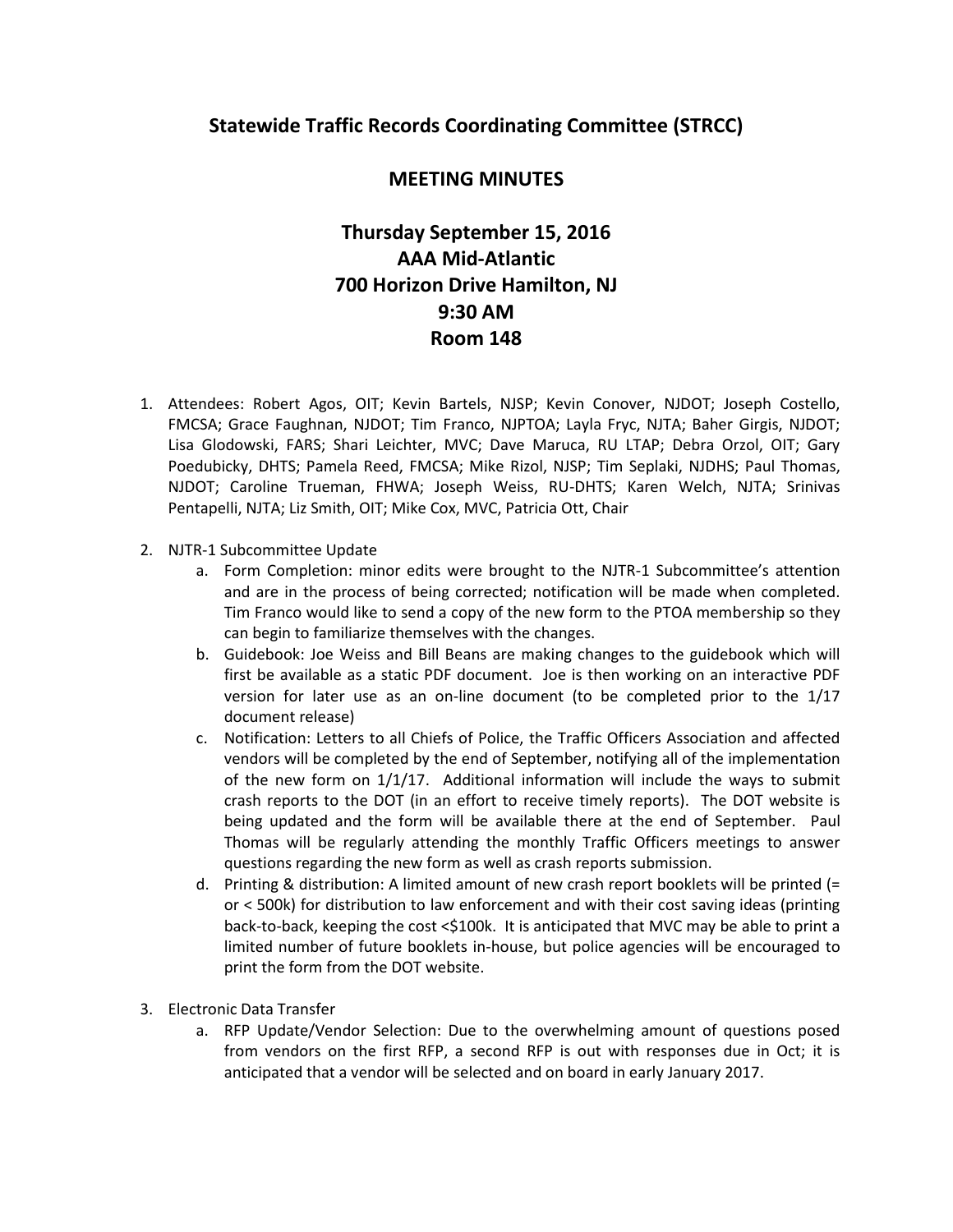# Statewide Traffic Records Coordinating Committee (STRCC)

## MEETING MINUTES

## Thursday September 15, 2016
## AAA Mid-Atlantic
## 700 Horizon Drive Hamilton, NJ
## 9:30 AM
## Room 148

1. Attendees: Robert Agos, OIT; Kevin Bartels, NJSP; Kevin Conover, NJDOT; Joseph Costello, FMCSA; Grace Faughnan, NJDOT; Tim Franco, NJPTOA; Layla Fryc, NJTA; Baher Girgis, NJDOT; Lisa Glodowski, FARS; Shari Leichter, MVC; Dave Maruca, RU LTAP; Debra Orzol, OIT; Gary Poedubicky, DHTS; Pamela Reed, FMCSA; Mike Rizol, NJSP; Tim Seplaki, NJDHS; Paul Thomas, NJDOT; Caroline Trueman, FHWA; Joseph Weiss, RU-DHTS; Karen Welch, NJTA; Srinivas Pentapelli, NJTA; Liz Smith, OIT; Mike Cox, MVC, Patricia Ott, Chair

2. NJTR-1 Subcommittee Update
   a. Form Completion: minor edits were brought to the NJTR-1 Subcommittee's attention and are in the process of being corrected; notification will be made when completed. Tim Franco would like to send a copy of the new form to the PTOA membership so they can begin to familiarize themselves with the changes.
   b. Guidebook: Joe Weiss and Bill Beans are making changes to the guidebook which will first be available as a static PDF document. Joe is then working on an interactive PDF version for later use as an on-line document (to be completed prior to the 1/17 document release)
   c. Notification: Letters to all Chiefs of Police, the Traffic Officers Association and affected vendors will be completed by the end of September, notifying all of the implementation of the new form on 1/1/17. Additional information will include the ways to submit crash reports to the DOT (in an effort to receive timely reports). The DOT website is being updated and the form will be available there at the end of September. Paul Thomas will be regularly attending the monthly Traffic Officers meetings to answer questions regarding the new form as well as crash reports submission.
   d. Printing & distribution: A limited amount of new crash report booklets will be printed (= or < 500k) for distribution to law enforcement and with their cost saving ideas (printing back-to-back, keeping the cost <$100k. It is anticipated that MVC may be able to print a limited number of future booklets in-house, but police agencies will be encouraged to print the form from the DOT website.

3. Electronic Data Transfer
   a. RFP Update/Vendor Selection: Due to the overwhelming amount of questions posed from vendors on the first RFP, a second RFP is out with responses due in Oct; it is anticipated that a vendor will be selected and on board in early January 2017.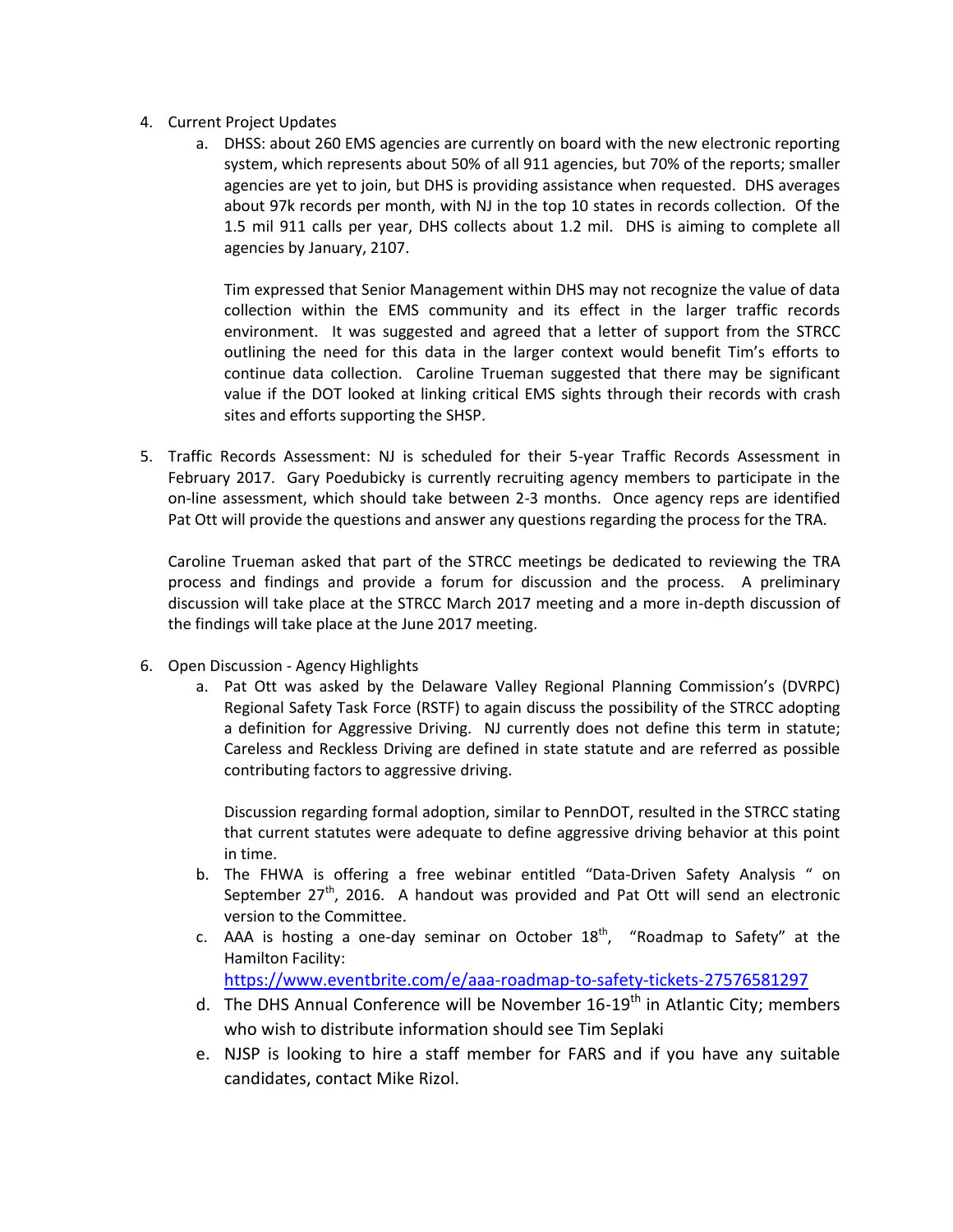4. Current Project Updates
   a. DHSS: about 260 EMS agencies are currently on board with the new electronic reporting system, which represents about 50% of all 911 agencies, but 70% of the reports; smaller agencies are yet to join, but DHS is providing assistance when requested. DHS averages about 97k records per month, with NJ in the top 10 states in records collection. Of the 1.5 mil 911 calls per year, DHS collects about 1.2 mil. DHS is aiming to complete all agencies by January, 2107.

      Tim expressed that Senior Management within DHS may not recognize the value of data collection within the EMS community and its effect in the larger traffic records environment. It was suggested and agreed that a letter of support from the STRCC outlining the need for this data in the larger context would benefit Tim's efforts to continue data collection. Caroline Trueman suggested that there may be significant value if the DOT looked at linking critical EMS sights through their records with crash sites and efforts supporting the SHSP.

5. Traffic Records Assessment: NJ is scheduled for their 5-year Traffic Records Assessment in February 2017. Gary Poedubicky is currently recruiting agency members to participate in the on-line assessment, which should take between 2-3 months. Once agency reps are identified Pat Ott will provide the questions and answer any questions regarding the process for the TRA.

   Caroline Trueman asked that part of the STRCC meetings be dedicated to reviewing the TRA process and findings and provide a forum for discussion and the process. A preliminary discussion will take place at the STRCC March 2017 meeting and a more in-depth discussion of the findings will take place at the June 2017 meeting.

6. Open Discussion - Agency Highlights
   a. Pat Ott was asked by the Delaware Valley Regional Planning Commission's (DVRPC) Regional Safety Task Force (RSTF) to again discuss the possibility of the STRCC adopting a definition for Aggressive Driving. NJ currently does not define this term in statute; Careless and Reckless Driving are defined in state statute and are referred as possible contributing factors to aggressive driving.

      Discussion regarding formal adoption, similar to PennDOT, resulted in the STRCC stating that current statutes were adequate to define aggressive driving behavior at this point in time.
   b. The FHWA is offering a free webinar entitled "Data-Driven Safety Analysis " on September 27th, 2016. A handout was provided and Pat Ott will send an electronic version to the Committee.
   c. AAA is hosting a one-day seminar on October 18th, "Roadmap to Safety" at the Hamilton Facility: https://www.eventbrite.com/e/aaa-roadmap-to-safety-tickets-27576581297
   d. The DHS Annual Conference will be November 16-19th in Atlantic City; members who wish to distribute information should see Tim Seplaki
   e. NJSP is looking to hire a staff member for FARS and if you have any suitable candidates, contact Mike Rizol.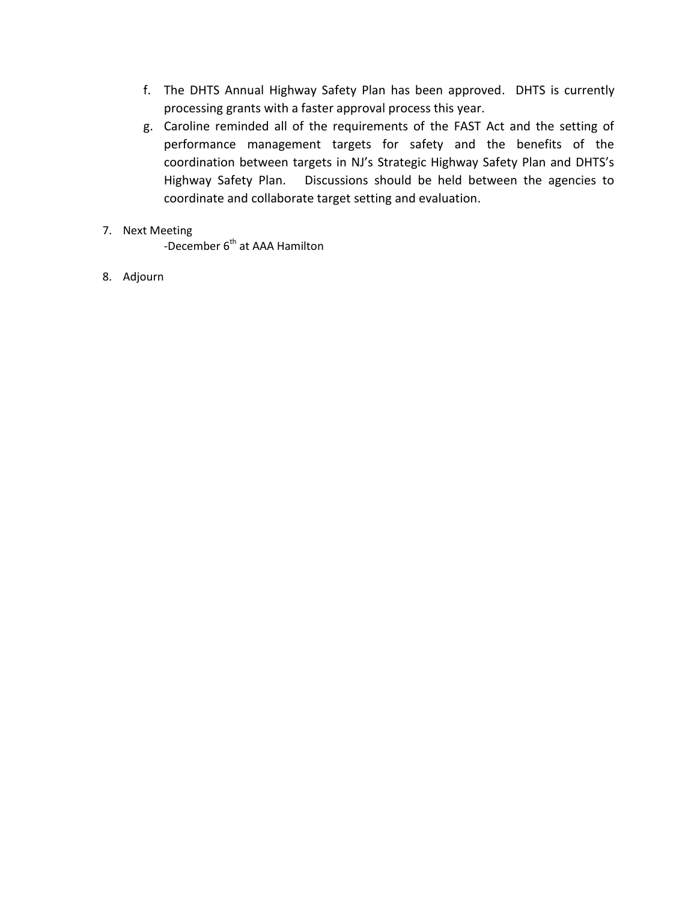f. The DHTS Annual Highway Safety Plan has been approved. DHTS is currently processing grants with a faster approval process this year.

g. Caroline reminded all of the requirements of the FAST Act and the setting of performance management targets for safety and the benefits of the coordination between targets in NJ's Strategic Highway Safety Plan and DHTS's Highway Safety Plan. Discussions should be held between the agencies to coordinate and collaborate target setting and evaluation.

7. Next Meeting

   -December 6th at AAA Hamilton

8. Adjourn